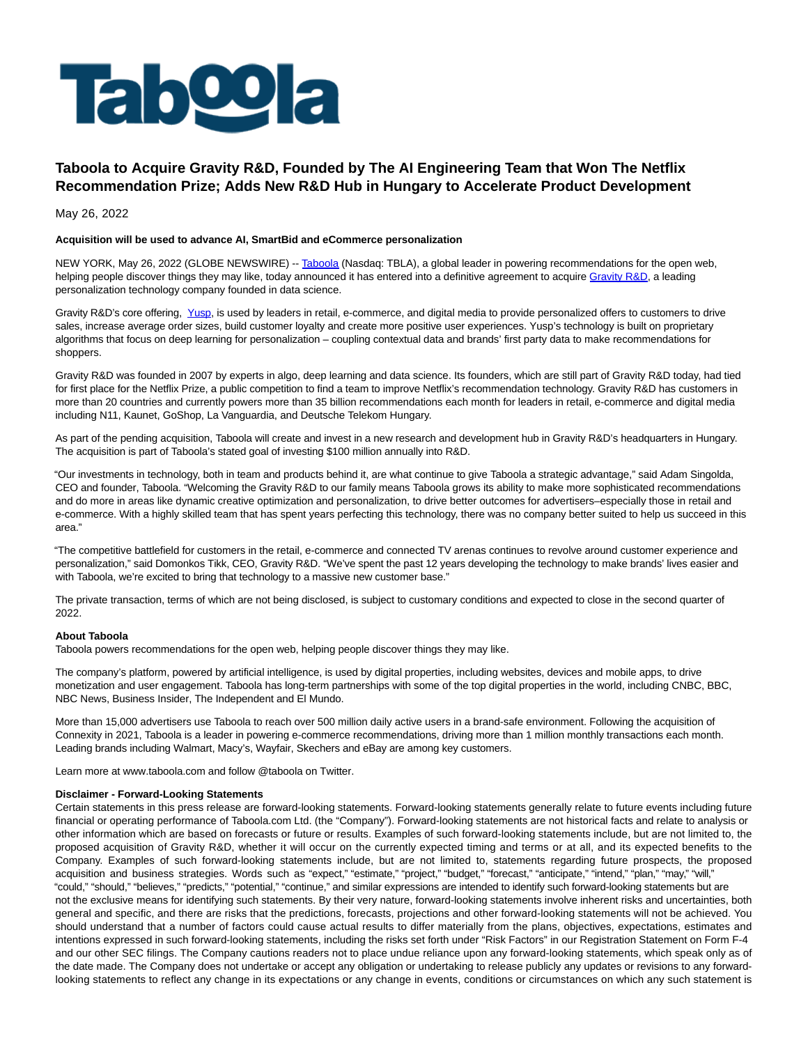# Taboola to Acquire Gravity R&D, Founded by The AI Engineering Team that Won The Netflix Recommendation Prize; Adds New R&D Hub in Hungary to Accelerate Product Development

May 26, 2022

**Acquisition will be used to advance AI, SmartBid and eCommerce personalization**

NEW YORK, May 26, 2022 (GLOBE NEWSWIRE) -- Taboola (Nasdaq: TBLA), a global leader in powering recommendations for the open web, helping people discover things they may like, today announced it has entered into a definitive agreement to acquire Gravity R&D, a leading personalization technology company founded in data science.

Gravity R&D's core offering, Yusp, is used by leaders in retail, e-commerce, and digital media to provide personalized offers to customers to drive sales, increase average order sizes, build customer loyalty and create more positive user experiences. Yusp's technology is built on proprietary algorithms that focus on deep learning for personalization – coupling contextual data and brands' first party data to make recommendations for shoppers.

Gravity R&D was founded in 2007 by experts in algo, deep learning and data science. Its founders, which are still part of Gravity R&D today, had tied for first place for the Netflix Prize, a public competition to find a team to improve Netflix's recommendation technology. Gravity R&D has customers in more than 20 countries and currently powers more than 35 billion recommendations each month for leaders in retail, e-commerce and digital media including N11, Kaunet, GoShop, La Vanguardia, and Deutsche Telekom Hungary.

As part of the pending acquisition, Taboola will create and invest in a new research and development hub in Gravity R&D's headquarters in Hungary. The acquisition is part of Taboola's stated goal of investing $100 million annually into R&D.

"Our investments in technology, both in team and products behind it, are what continue to give Taboola a strategic advantage," said Adam Singolda, CEO and founder, Taboola. "Welcoming the Gravity R&D to our family means Taboola grows its ability to make more sophisticated recommendations and do more in areas like dynamic creative optimization and personalization, to drive better outcomes for advertisers–especially those in retail and e-commerce. With a highly skilled team that has spent years perfecting this technology, there was no company better suited to help us succeed in this area."

"The competitive battlefield for customers in the retail, e-commerce and connected TV arenas continues to revolve around customer experience and personalization," said Domonkos Tikk, CEO, Gravity R&D. "We've spent the past 12 years developing the technology to make brands' lives easier and with Taboola, we're excited to bring that technology to a massive new customer base."

The private transaction, terms of which are not being disclosed, is subject to customary conditions and expected to close in the second quarter of 2022.

**About Taboola**

Taboola powers recommendations for the open web, helping people discover things they may like.

The company's platform, powered by artificial intelligence, is used by digital properties, including websites, devices and mobile apps, to drive monetization and user engagement. Taboola has long-term partnerships with some of the top digital properties in the world, including CNBC, BBC, NBC News, Business Insider, The Independent and El Mundo.

More than 15,000 advertisers use Taboola to reach over 500 million daily active users in a brand-safe environment. Following the acquisition of Connexity in 2021, Taboola is a leader in powering e-commerce recommendations, driving more than 1 million monthly transactions each month. Leading brands including Walmart, Macy's, Wayfair, Skechers and eBay are among key customers.

Learn more at www.taboola.com and follow @taboola on Twitter.

**Disclaimer - Forward-Looking Statements**

Certain statements in this press release are forward-looking statements. Forward-looking statements generally relate to future events including future financial or operating performance of Taboola.com Ltd. (the "Company"). Forward-looking statements are not historical facts and relate to analysis or other information which are based on forecasts or future or results. Examples of such forward-looking statements include, but are not limited to, the proposed acquisition of Gravity R&D, whether it will occur on the currently expected timing and terms or at all, and its expected benefits to the Company. Examples of such forward-looking statements include, but are not limited to, statements regarding future prospects, the proposed acquisition and business strategies. Words such as "expect," "estimate," "project," "budget," "forecast," "anticipate," "intend," "plan," "may," "will," "could," "should," "believes," "predicts," "potential," "continue," and similar expressions are intended to identify such forward-looking statements but are not the exclusive means for identifying such statements. By their very nature, forward-looking statements involve inherent risks and uncertainties, both general and specific, and there are risks that the predictions, forecasts, projections and other forward-looking statements will not be achieved. You should understand that a number of factors could cause actual results to differ materially from the plans, objectives, expectations, estimates and intentions expressed in such forward-looking statements, including the risks set forth under "Risk Factors" in our Registration Statement on Form F-4 and our other SEC filings. The Company cautions readers not to place undue reliance upon any forward-looking statements, which speak only as of the date made. The Company does not undertake or accept any obligation or undertaking to release publicly any updates or revisions to any forward-looking statements to reflect any change in its expectations or any change in events, conditions or circumstances on which any such statement is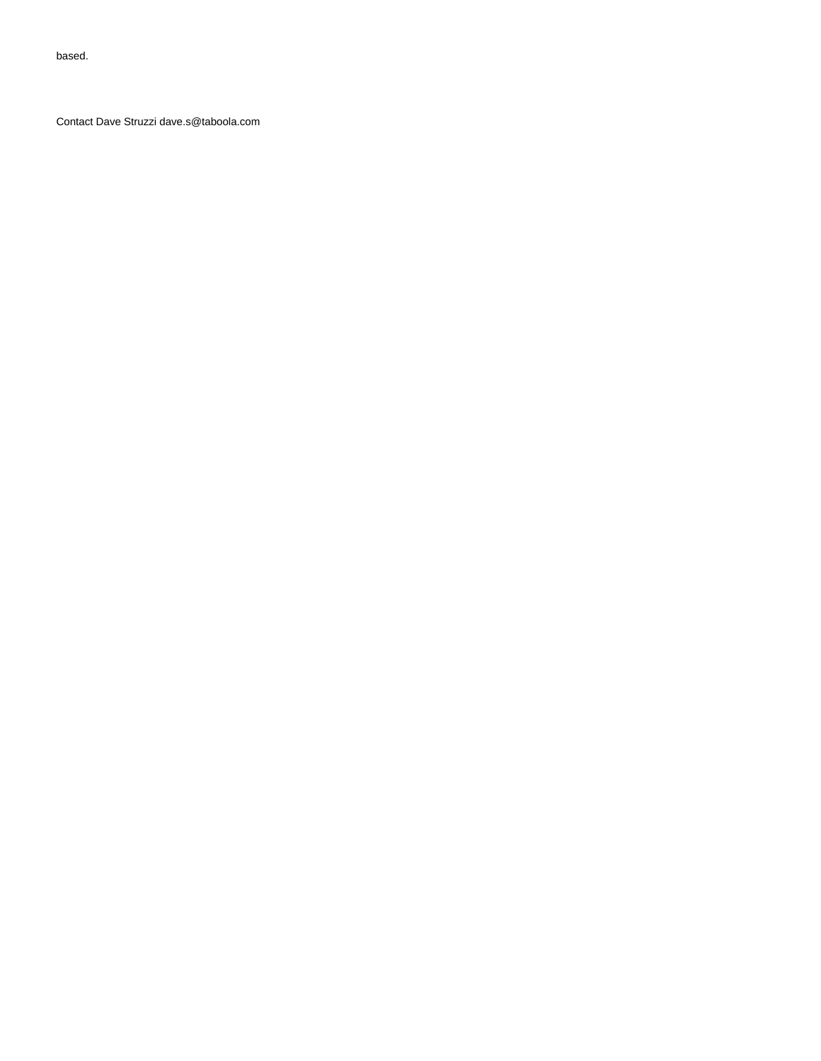based.

Contact Dave Struzzi dave.s@taboola.com